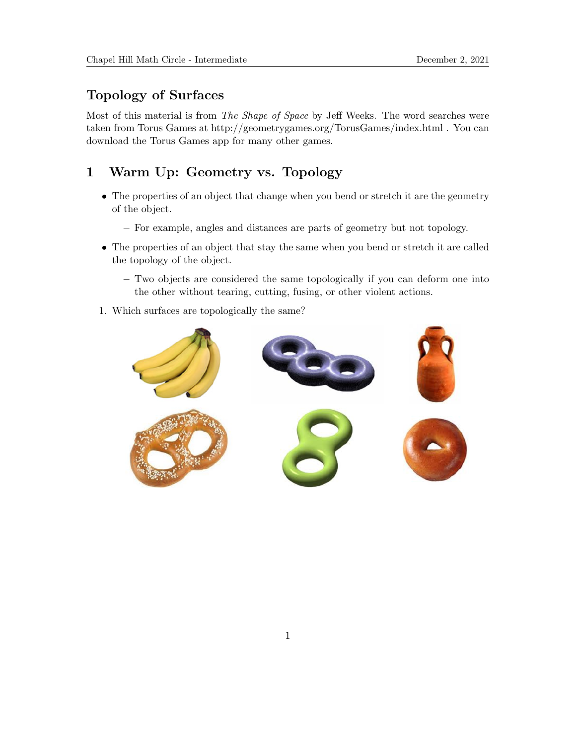## Topology of Surfaces

Most of this material is from *The Shape of Space* by Jeff Weeks. The word searches were taken from Torus Games at http://geometrygames.org/TorusGames/index.html . You can download the Torus Games app for many other games.

# 1 Warm Up: Geometry vs. Topology

- The properties of an object that change when you bend or stretch it are the geometry of the object.
  - For example, angles and distances are parts of geometry but not topology.
- The properties of an object that stay the same when you bend or stretch it are called the topology of the object.
  - Two objects are considered the same topologically if you can deform one into the other without tearing, cutting, fusing, or other violent actions.

1. Which surfaces are topologically the same?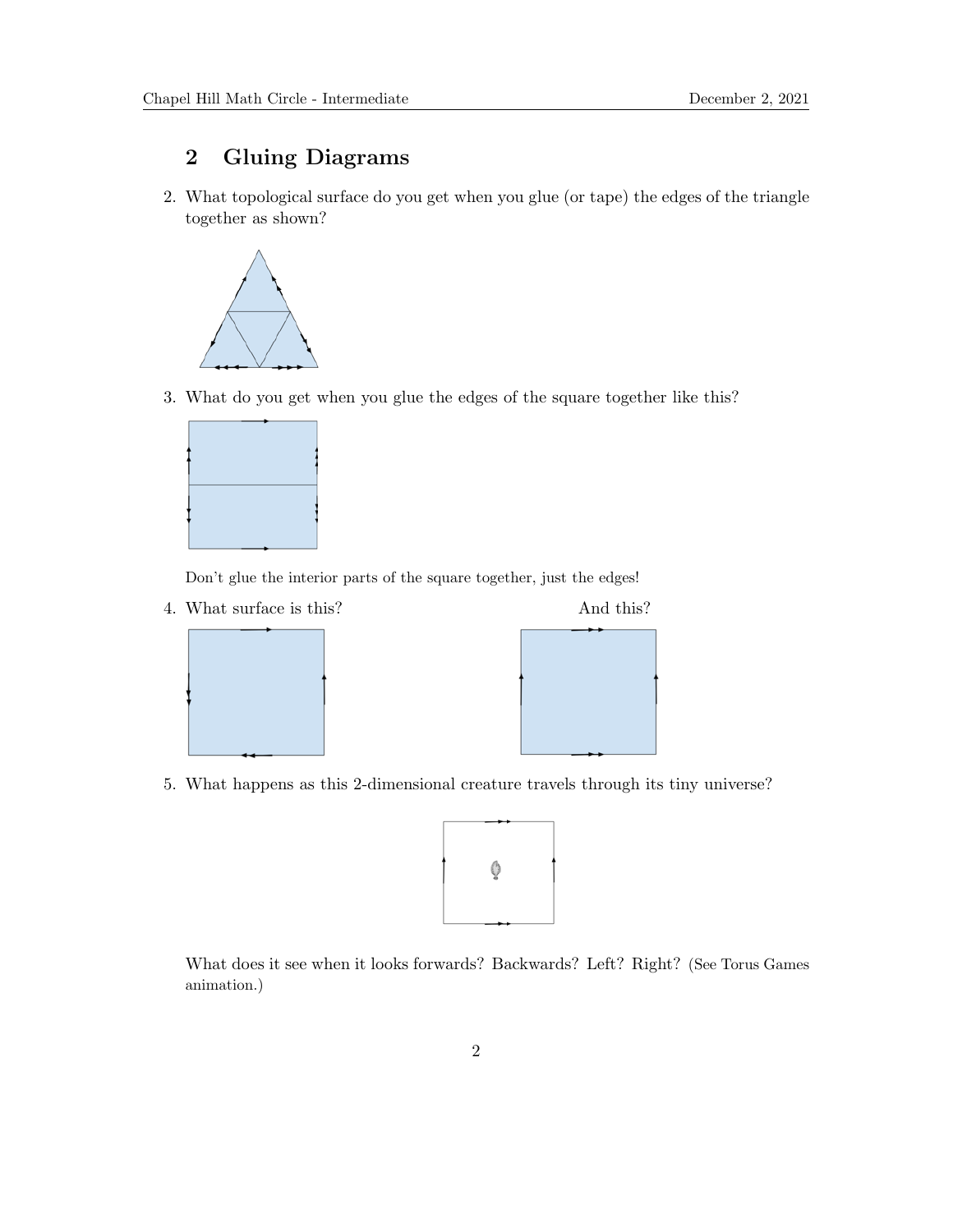## 2 Gluing Diagrams

2. What topological surface do you get when you glue (or tape) the edges of the triangle together as shown?

3. What do you get when you glue the edges of the square together like this?

   Don't glue the interior parts of the square together, just the edges!

4. What surface is this? And this?

5. What happens as this 2-dimensional creature travels through its tiny universe?

   What does it see when it looks forwards? Backwards? Left? Right? (See Torus Games animation.)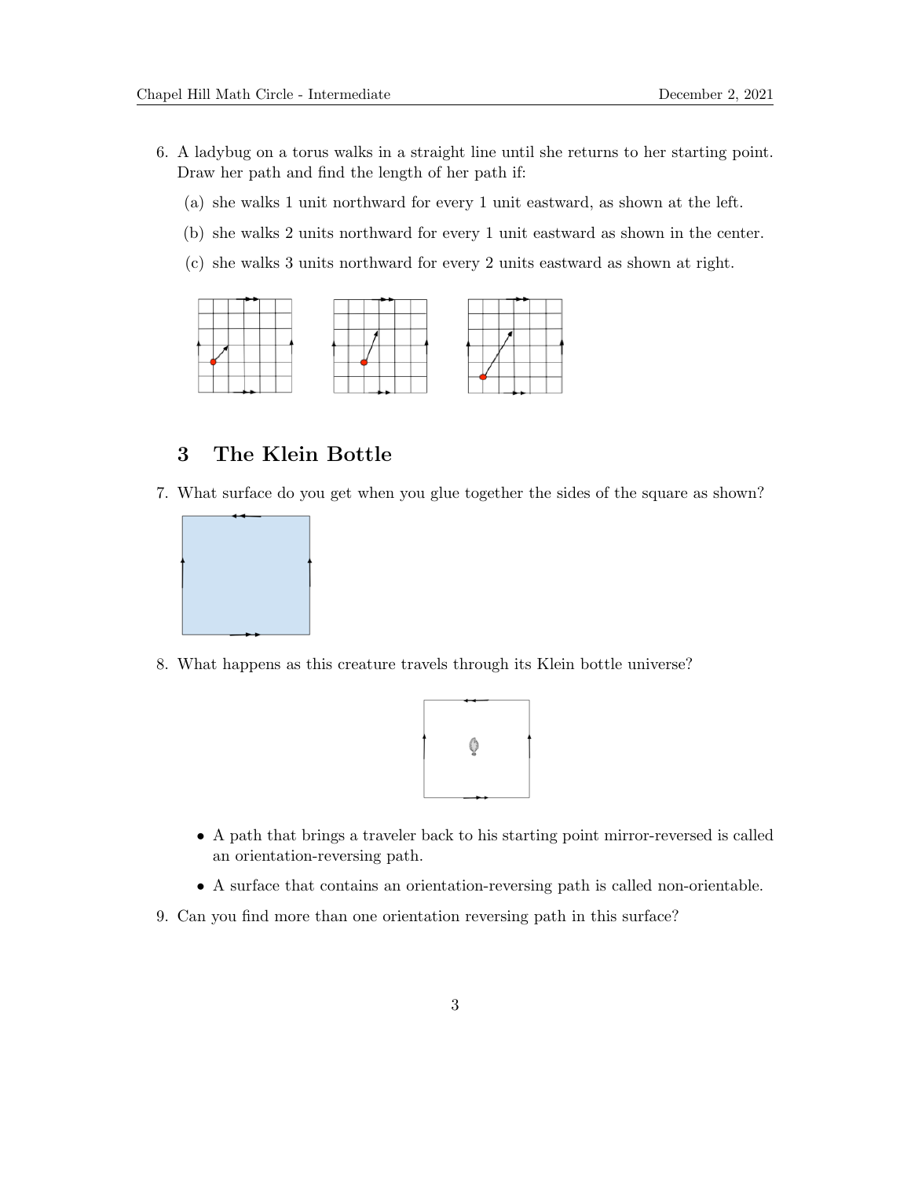6. A ladybug on a torus walks in a straight line until she returns to her starting point. Draw her path and find the length of her path if:

   (a) she walks 1 unit northward for every 1 unit eastward, as shown at the left.

   (b) she walks 2 units northward for every 1 unit eastward as shown in the center.

   (c) she walks 3 units northward for every 2 units eastward as shown at right.

## 3 The Klein Bottle

7. What surface do you get when you glue together the sides of the square as shown?

8. What happens as this creature travels through its Klein bottle universe?

   - A path that brings a traveler back to his starting point mirror-reversed is called an orientation-reversing path.
   - A surface that contains an orientation-reversing path is called non-orientable.

9. Can you find more than one orientation reversing path in this surface?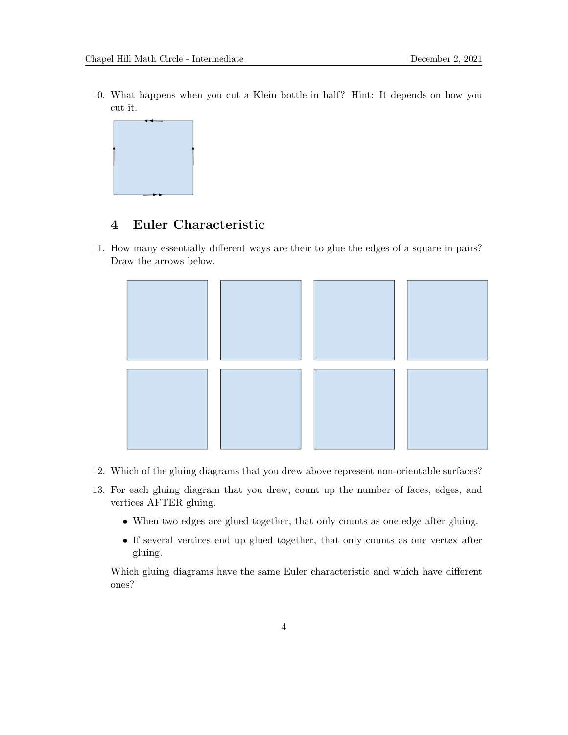10. What happens when you cut a Klein bottle in half? Hint: It depends on how you cut it.

## 4 Euler Characteristic

11. How many essentially different ways are their to glue the edges of a square in pairs? Draw the arrows below.

12. Which of the gluing diagrams that you drew above represent non-orientable surfaces?

13. For each gluing diagram that you drew, count up the number of faces, edges, and vertices AFTER gluing.

    - When two edges are glued together, that only counts as one edge after gluing.
    - If several vertices end up glued together, that only counts as one vertex after gluing.

    Which gluing diagrams have the same Euler characteristic and which have different ones?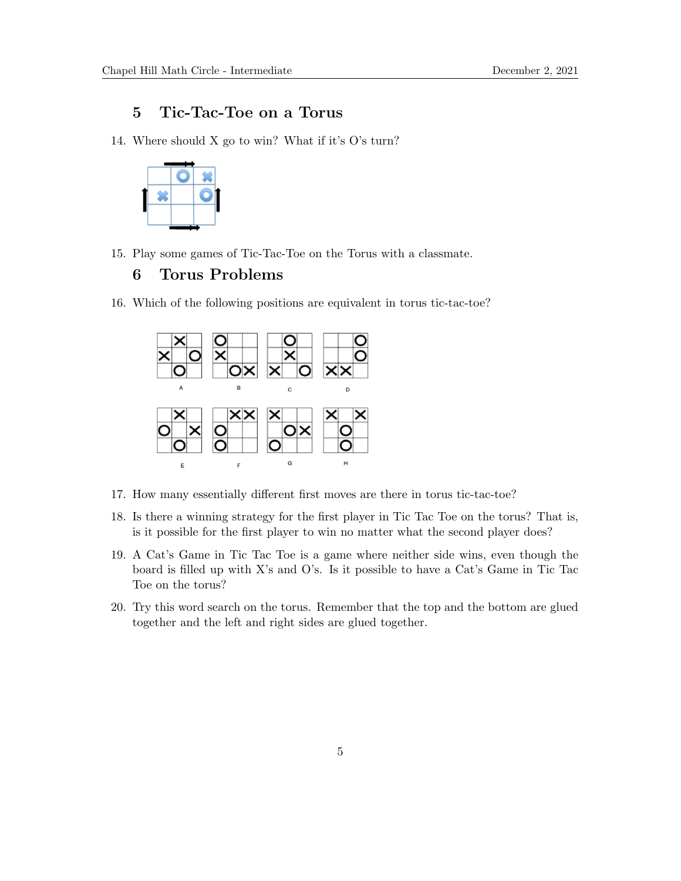## 5 Tic-Tac-Toe on a Torus

14. Where should X go to win? What if it's O's turn?

|   | O | X |
|---|---|---|
| X |   | O |
|   |   |   |

15. Play some games of Tic-Tac-Toe on the Torus with a classmate.

## 6 Torus Problems

16. Which of the following positions are equivalent in torus tic-tac-toe?

A

|   | X |   |
|---|---|---|
| X |   | O |
|   | O |   |

B

| O |   |   |
|---|---|---|
| X |   |   |
|   | O | X |

C

|   | O |   |
|---|---|---|
|   | X |   |
| X |   | O |

D

|   |   | O |
|---|---|---|
|   |   | O |
| X | X |   |

E

|   | X |   |
|---|---|---|
| O |   | X |
|   | O |   |

F

|   | X | X |
|---|---|---|
| O |   |   |
| O |   |   |

G

| X |   |   |
|---|---|---|
|   | O | X |
| O |   |   |

H

| X |   | X |
|---|---|---|
|   | O |   |
|   | O |   |

17. How many essentially different first moves are there in torus tic-tac-toe?

18. Is there a winning strategy for the first player in Tic Tac Toe on the torus? That is, is it possible for the first player to win no matter what the second player does?

19. A Cat's Game in Tic Tac Toe is a game where neither side wins, even though the board is filled up with X's and O's. Is it possible to have a Cat's Game in Tic Tac Toe on the torus?

20. Try this word search on the torus. Remember that the top and the bottom are glued together and the left and right sides are glued together.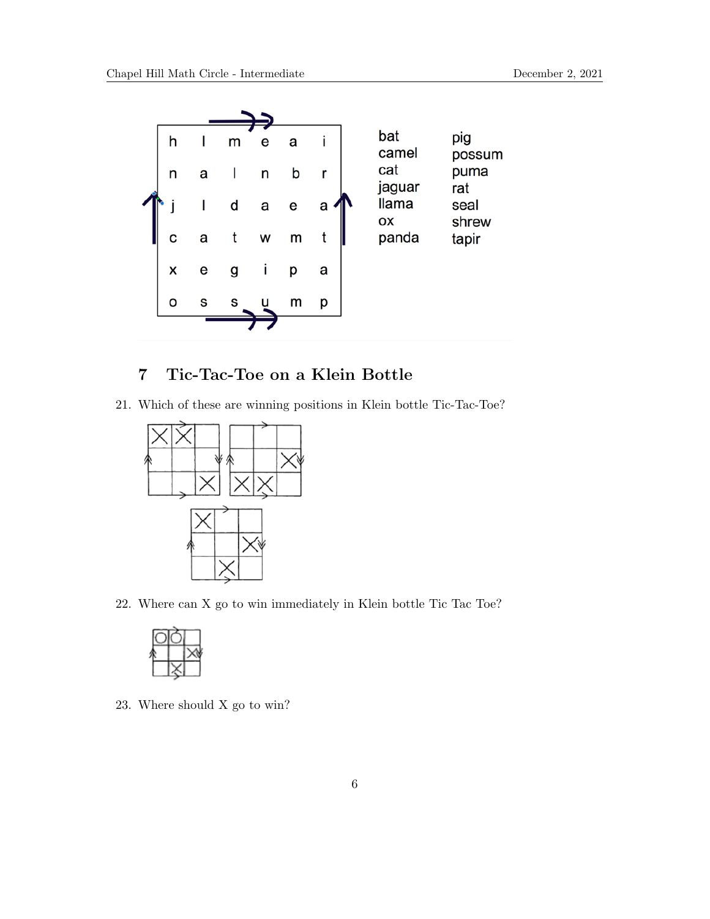| h | l | m | e | a | i |
|---|---|---|---|---|---|
| n | a | l | n | b | r |
| j | l | d | a | e | a |
| c | a | t | w | m | t |
| x | e | g | i | p | a |
| o | s | s | u | m | p |

bat
camel
cat
jaguar
llama
ox
panda
pig
possum
puma
rat
seal
shrew
tapir

## 7 Tic-Tac-Toe on a Klein Bottle

21. Which of these are winning positions in Klein bottle Tic-Tac-Toe?

| X | X |   |
|---|---|---|
|   |   |   |
|   |   | X |

|   |   |   |
|---|---|---|
|   |   | X |
| X | X |   |

| X |   |   |
|---|---|---|
|   |   | X |
|   | X |   |

22. Where can X go to win immediately in Klein bottle Tic Tac Toe?

| O | O |   |
|---|---|---|
|   |   | X |
|   | X |   |

23. Where should X go to win?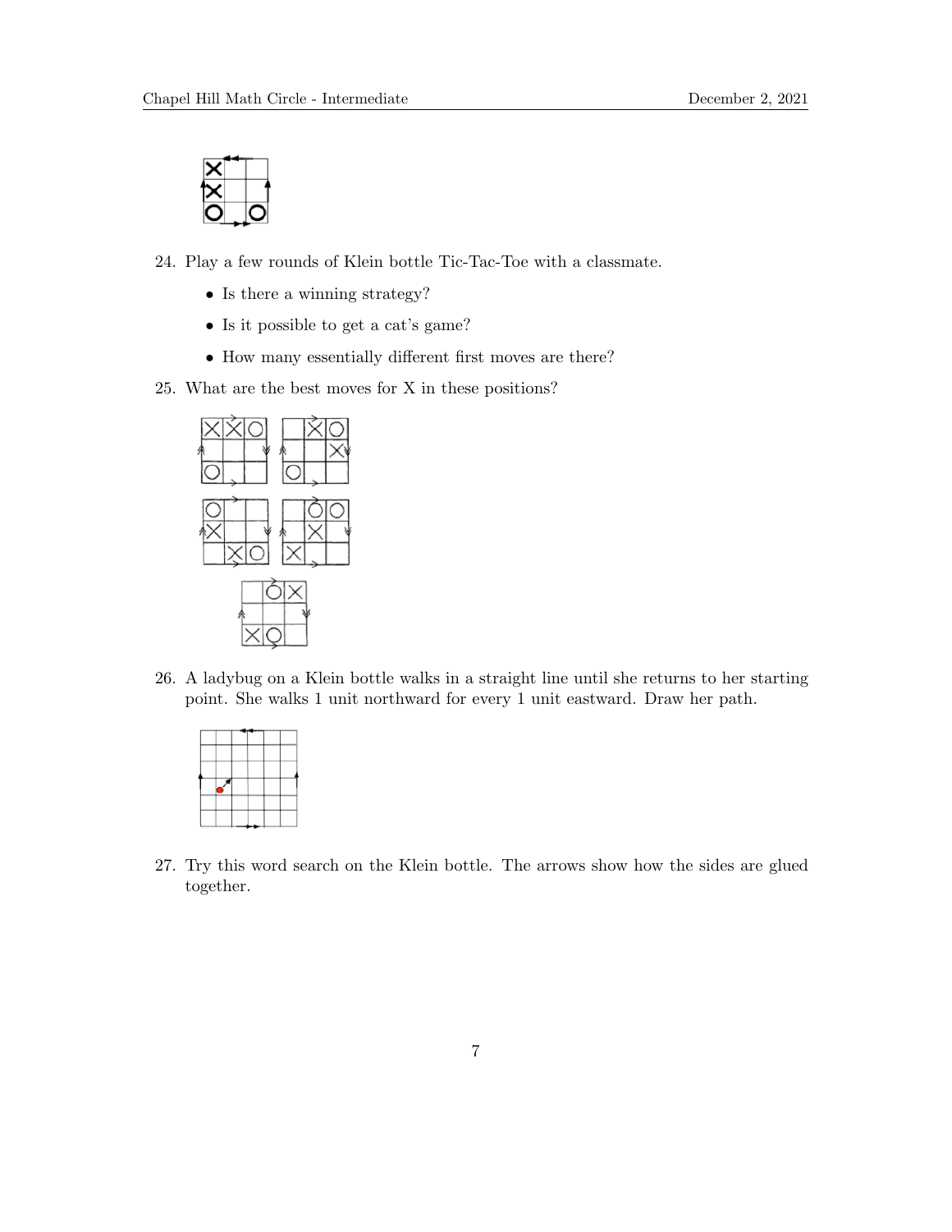24. Play a few rounds of Klein bottle Tic-Tac-Toe with a classmate.

    - Is there a winning strategy?
    - Is it possible to get a cat's game?
    - How many essentially different first moves are there?

25. What are the best moves for X in these positions?

26. A ladybug on a Klein bottle walks in a straight line until she returns to her starting point. She walks 1 unit northward for every 1 unit eastward. Draw her path.

27. Try this word search on the Klein bottle. The arrows show how the sides are glued together.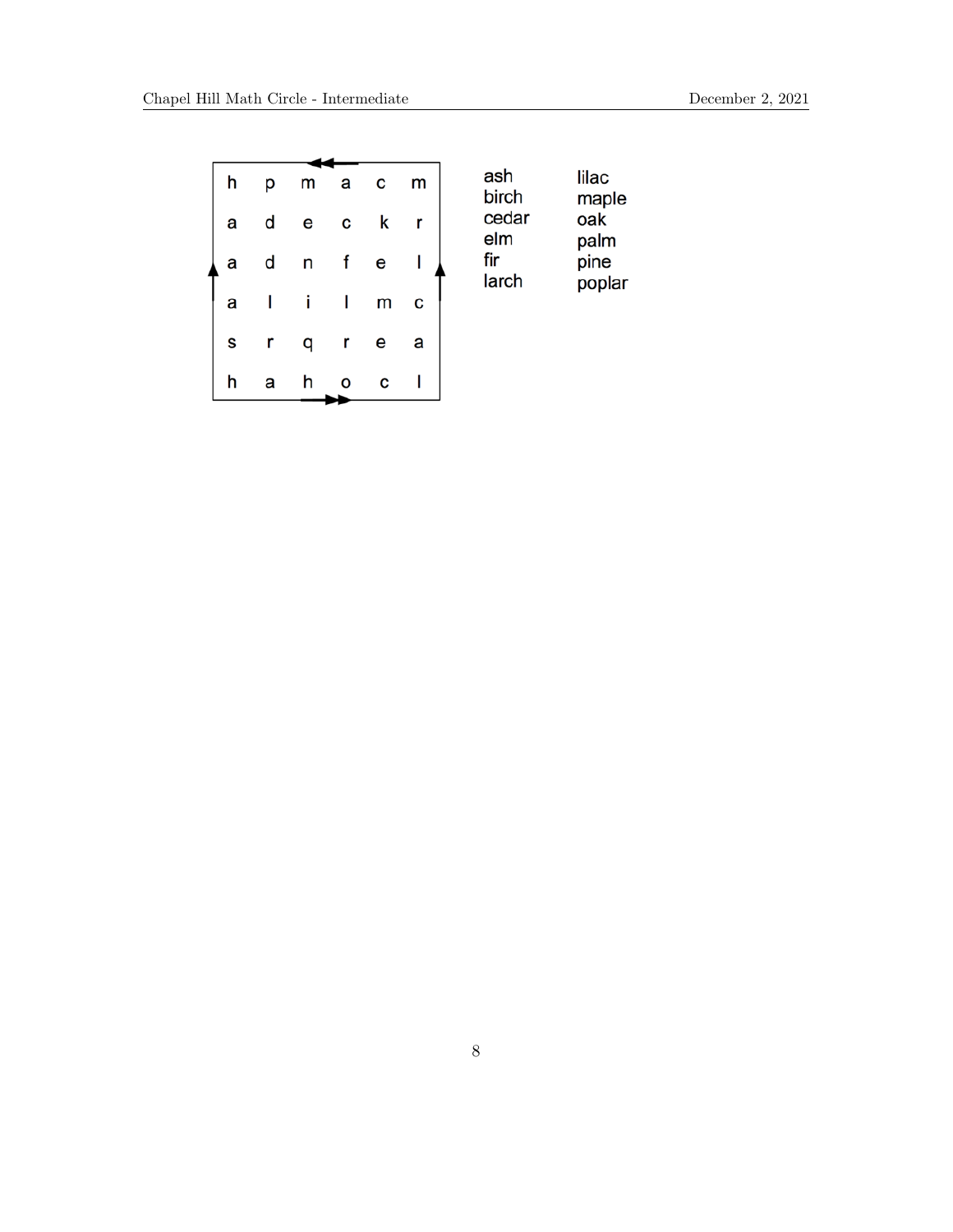| | | | | | |
|---|---|---|---|---|---|
| h | p | m | a | c | m |
| a | d | e | c | k | r |
| a | d | n | f | e | l |
| a | l | i | l | m | c |
| s | r | q | r | e | a |
| h | a | h | o | c | l |

ash
birch
cedar
elm
fir
larch

lilac
maple
oak
palm
pine
poplar